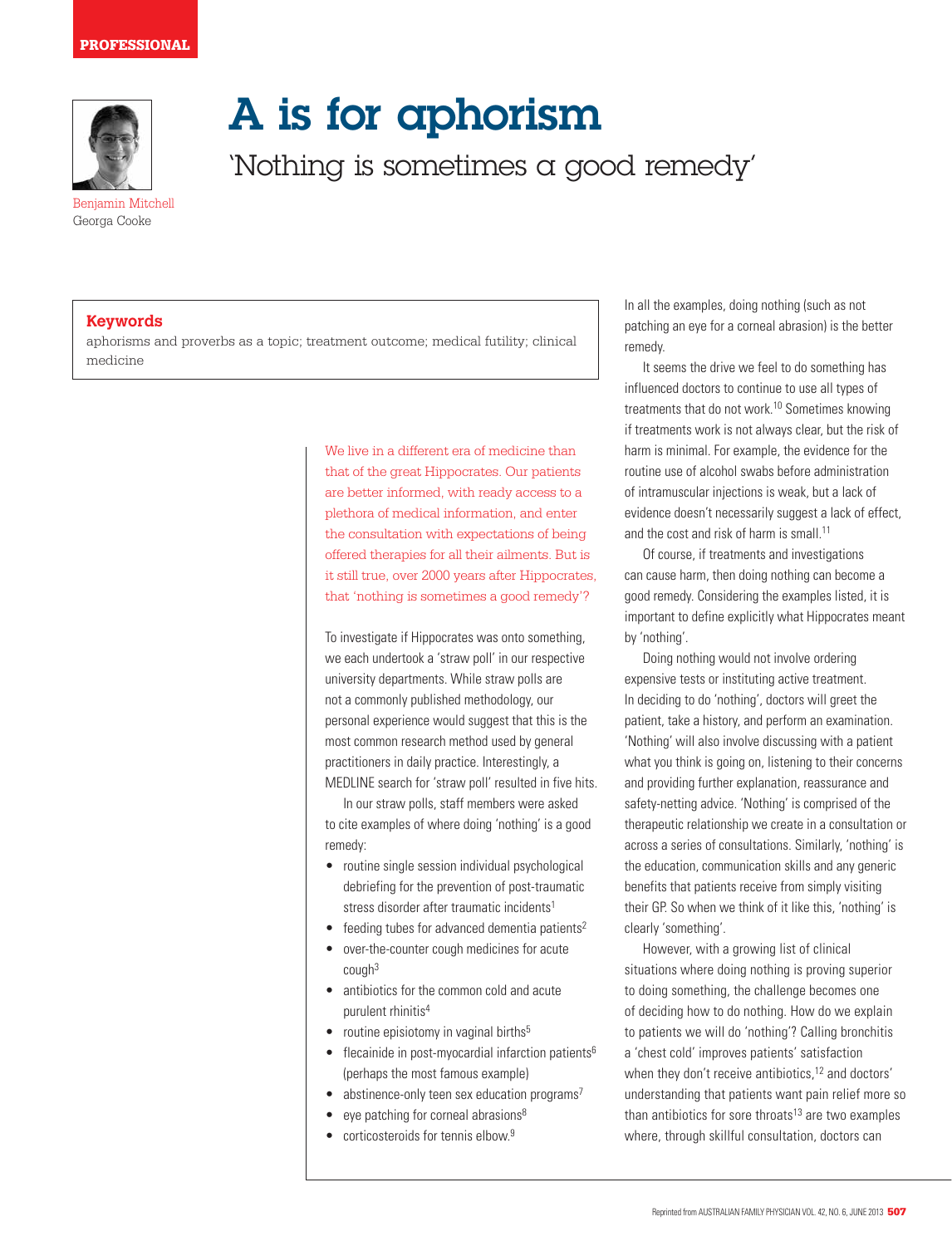PROFESSIONAL

# A is for aphorism

## 'Nothing is sometimes a good remedy'

Benjamin Mitchell
Georga Cooke

**Keywords**

aphorisms and proverbs as a topic; treatment outcome; medical futility; clinical medicine

We live in a different era of medicine than that of the great Hippocrates. Our patients are better informed, with ready access to a plethora of medical information, and enter the consultation with expectations of being offered therapies for all their ailments. But is it still true, over 2000 years after Hippocrates, that 'nothing is sometimes a good remedy'?

To investigate if Hippocrates was onto something, we each undertook a 'straw poll' in our respective university departments. While straw polls are not a commonly published methodology, our personal experience would suggest that this is the most common research method used by general practitioners in daily practice. Interestingly, a MEDLINE search for 'straw poll' resulted in five hits.

In our straw polls, staff members were asked to cite examples of where doing 'nothing' is a good remedy:

- routine single session individual psychological debriefing for the prevention of post-traumatic stress disorder after traumatic incidents[1]
- feeding tubes for advanced dementia patients[2]
- over-the-counter cough medicines for acute cough[3]
- antibiotics for the common cold and acute purulent rhinitis[4]
- routine episiotomy in vaginal births[5]
- flecainide in post-myocardial infarction patients[6] (perhaps the most famous example)
- abstinence-only teen sex education programs[7]
- eye patching for corneal abrasions[8]
- corticosteroids for tennis elbow.[9]

In all the examples, doing nothing (such as not patching an eye for a corneal abrasion) is the better remedy.

It seems the drive we feel to do something has influenced doctors to continue to use all types of treatments that do not work.[10] Sometimes knowing if treatments work is not always clear, but the risk of harm is minimal. For example, the evidence for the routine use of alcohol swabs before administration of intramuscular injections is weak, but a lack of evidence doesn't necessarily suggest a lack of effect, and the cost and risk of harm is small.[11]

Of course, if treatments and investigations can cause harm, then doing nothing can become a good remedy. Considering the examples listed, it is important to define explicitly what Hippocrates meant by 'nothing'.

Doing nothing would not involve ordering expensive tests or instituting active treatment. In deciding to do 'nothing', doctors will greet the patient, take a history, and perform an examination. 'Nothing' will also involve discussing with a patient what you think is going on, listening to their concerns and providing further explanation, reassurance and safety-netting advice. 'Nothing' is comprised of the therapeutic relationship we create in a consultation or across a series of consultations. Similarly, 'nothing' is the education, communication skills and any generic benefits that patients receive from simply visiting their GP. So when we think of it like this, 'nothing' is clearly 'something'.

However, with a growing list of clinical situations where doing nothing is proving superior to doing something, the challenge becomes one of deciding how to do nothing. How do we explain to patients we will do 'nothing'? Calling bronchitis a 'chest cold' improves patients' satisfaction when they don't receive antibiotics,[12] and doctors' understanding that patients want pain relief more so than antibiotics for sore throats[13] are two examples where, through skillful consultation, doctors can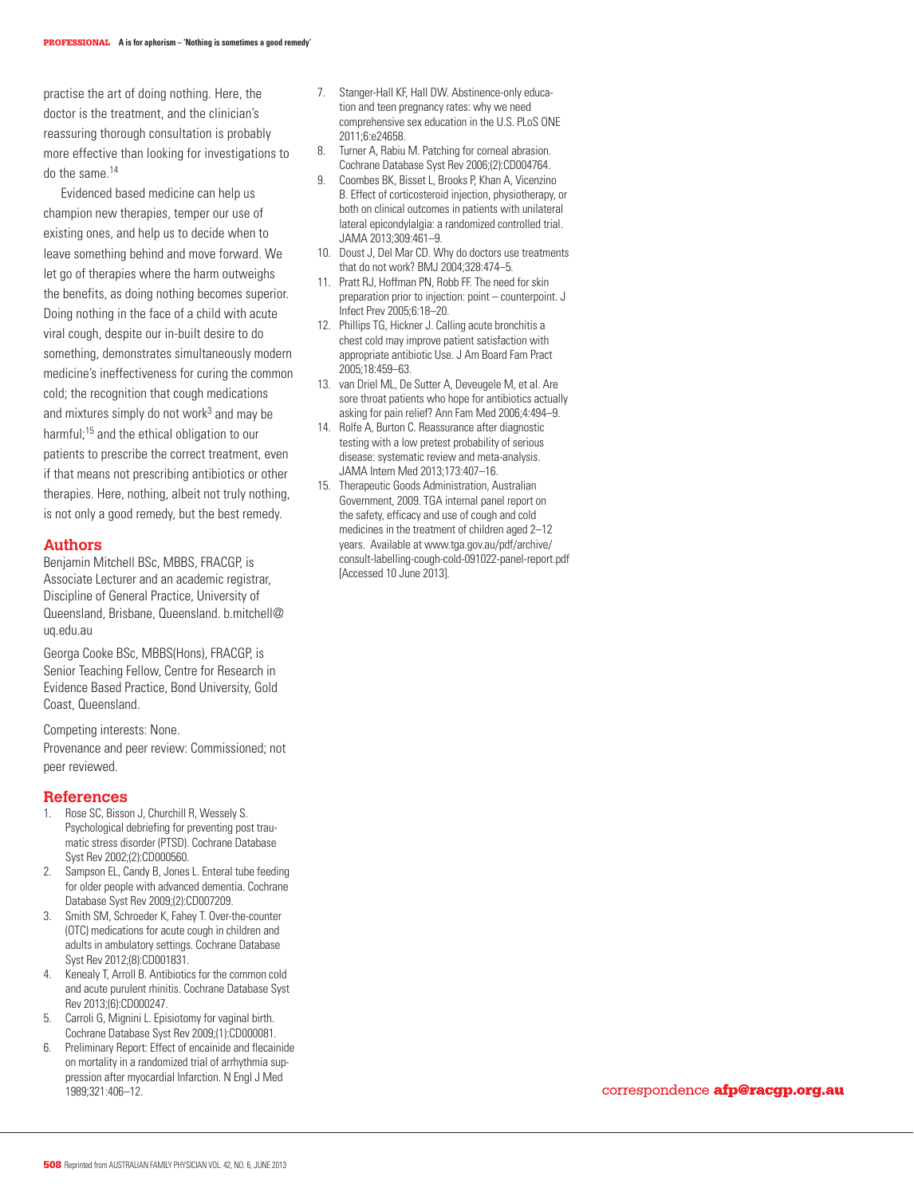practise the art of doing nothing. Here, the doctor is the treatment, and the clinician's reassuring thorough consultation is probably more effective than looking for investigations to do the same.[14]

Evidenced based medicine can help us champion new therapies, temper our use of existing ones, and help us to decide when to leave something behind and move forward. We let go of therapies where the harm outweighs the benefits, as doing nothing becomes superior. Doing nothing in the face of a child with acute viral cough, despite our in-built desire to do something, demonstrates simultaneously modern medicine's ineffectiveness for curing the common cold; the recognition that cough medications and mixtures simply do not work[3] and may be harmful;[15] and the ethical obligation to our patients to prescribe the correct treatment, even if that means not prescribing antibiotics or other therapies. Here, nothing, albeit not truly nothing, is not only a good remedy, but the best remedy.

## Authors

Benjamin Mitchell BSc, MBBS, FRACGP, is Associate Lecturer and an academic registrar, Discipline of General Practice, University of Queensland, Brisbane, Queensland. b.mitchell@uq.edu.au

Georga Cooke BSc, MBBS(Hons), FRACGP, is Senior Teaching Fellow, Centre for Research in Evidence Based Practice, Bond University, Gold Coast, Queensland.

Competing interests: None.
Provenance and peer review: Commissioned; not peer reviewed.

## References

1. Rose SC, Bisson J, Churchill R, Wessely S. Psychological debriefing for preventing post traumatic stress disorder (PTSD). Cochrane Database Syst Rev 2002;(2):CD000560.
2. Sampson EL, Candy B, Jones L. Enteral tube feeding for older people with advanced dementia. Cochrane Database Syst Rev 2009;(2):CD007209.
3. Smith SM, Schroeder K, Fahey T. Over-the-counter (OTC) medications for acute cough in children and adults in ambulatory settings. Cochrane Database Syst Rev 2012;(8):CD001831.
4. Kenealy T, Arroll B. Antibiotics for the common cold and acute purulent rhinitis. Cochrane Database Syst Rev 2013;(6):CD000247.
5. Carroli G, Mignini L. Episiotomy for vaginal birth. Cochrane Database Syst Rev 2009;(1):CD000081.
6. Preliminary Report: Effect of encainide and flecainide on mortality in a randomized trial of arrhythmia suppression after myocardial Infarction. N Engl J Med 1989;321:406–12.
7. Stanger-Hall KF, Hall DW. Abstinence-only education and teen pregnancy rates: why we need comprehensive sex education in the U.S. PLoS ONE 2011;6:e24658.
8. Turner A, Rabiu M. Patching for corneal abrasion. Cochrane Database Syst Rev 2006;(2):CD004764.
9. Coombes BK, Bisset L, Brooks P, Khan A, Vicenzino B. Effect of corticosteroid injection, physiotherapy, or both on clinical outcomes in patients with unilateral lateral epicondylalgia: a randomized controlled trial. JAMA 2013;309:461–9.
10. Doust J, Del Mar CD. Why do doctors use treatments that do not work? BMJ 2004;328:474–5.
11. Pratt RJ, Hoffman PN, Robb FF. The need for skin preparation prior to injection: point – counterpoint. J Infect Prev 2005;6:18–20.
12. Phillips TG, Hickner J. Calling acute bronchitis a chest cold may improve patient satisfaction with appropriate antibiotic Use. J Am Board Fam Pract 2005;18:459–63.
13. van Driel ML, De Sutter A, Deveugele M, et al. Are sore throat patients who hope for antibiotics actually asking for pain relief? Ann Fam Med 2006;4:494–9.
14. Rolfe A, Burton C. Reassurance after diagnostic testing with a low pretest probability of serious disease: systematic review and meta-analysis. JAMA Intern Med 2013;173:407–16.
15. Therapeutic Goods Administration, Australian Government, 2009. TGA internal panel report on the safety, efficacy and use of cough and cold medicines in the treatment of children aged 2–12 years. Available at www.tga.gov.au/pdf/archive/consult-labelling-cough-cold-091022-panel-report.pdf [Accessed 10 June 2013].

correspondence **afp@racgp.org.au**